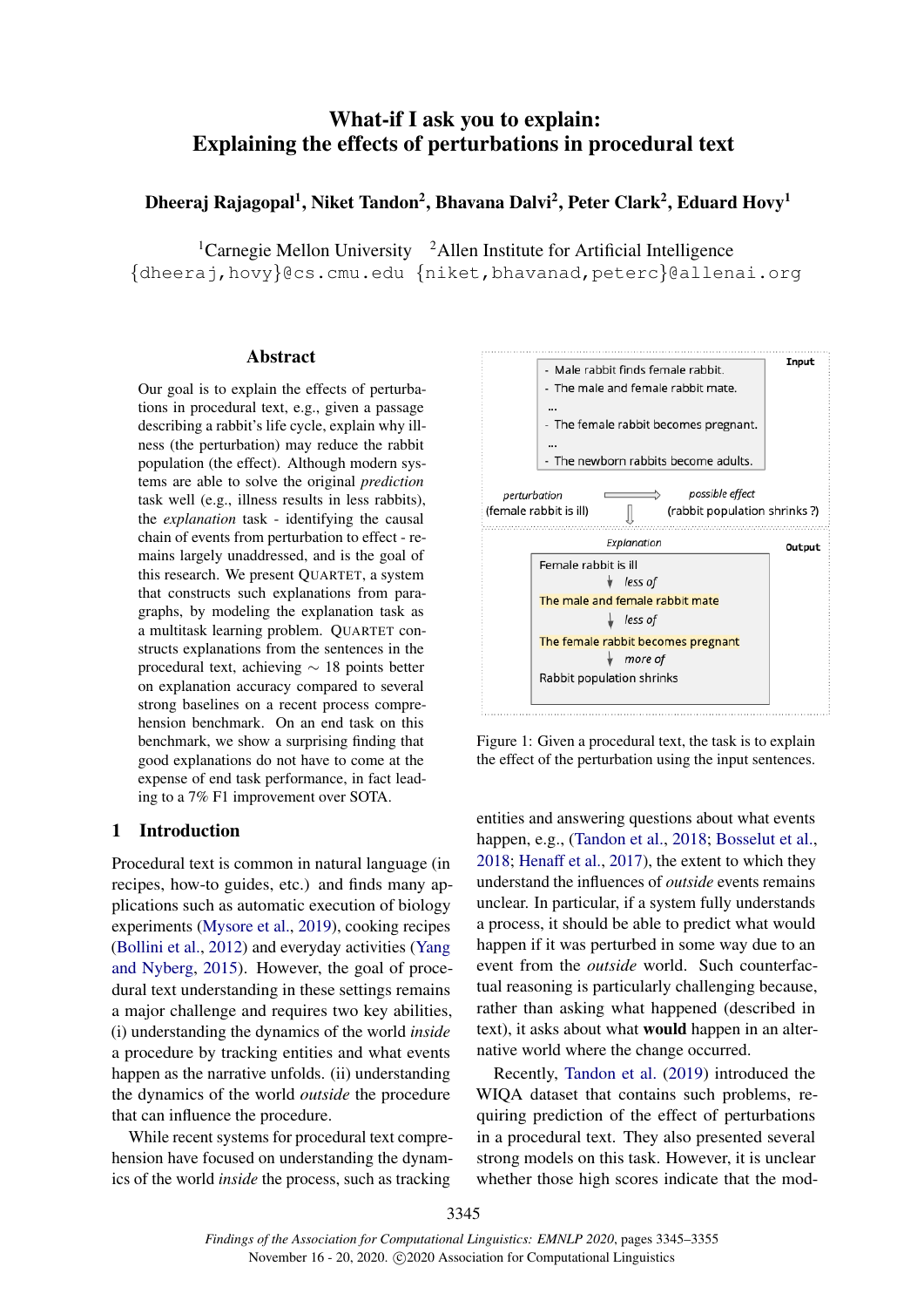# What-if I ask you to explain: Explaining the effects of perturbations in procedural text

**Dheeraj Rajagopal[1], Niket Tandon[2], Bhavana Dalvi[2], Peter Clark[2], Eduard Hovy[1]**

[1]Carnegie Mellon University [2]Allen Institute for Artificial Intelligence
{dheeraj,hovy}@cs.cmu.edu {niket,bhavanad,peterc}@allenai.org

## Abstract

Our goal is to explain the effects of perturbations in procedural text, e.g., given a passage describing a rabbit's life cycle, explain why illness (the perturbation) may reduce the rabbit population (the effect). Although modern systems are able to solve the original *prediction* task well (e.g., illness results in less rabbits), the *explanation* task - identifying the causal chain of events from perturbation to effect - remains largely unaddressed, and is the goal of this research. We present QUARTET, a system that constructs such explanations from paragraphs, by modeling the explanation task as a multitask learning problem. QUARTET constructs explanations from the sentences in the procedural text, achieving ∼ 18 points better on explanation accuracy compared to several strong baselines on a recent process comprehension benchmark. On an end task on this benchmark, we show a surprising finding that good explanations do not have to come at the expense of end task performance, in fact leading to a 7% F1 improvement over SOTA.

Input

- Male rabbit finds female rabbit.
- The male and female rabbit mate.
...
- The female rabbit becomes pregnant.
...
- The newborn rabbits become adults.

perturbation (female rabbit is ill) → possible effect (rabbit population shrinks ?)

Explanation

Output

Female rabbit is ill
↓ less of
The male and female rabbit mate
↓ less of
The female rabbit becomes pregnant
↓ more of
Rabbit population shrinks

Figure 1: Given a procedural text, the task is to explain the effect of the perturbation using the input sentences.

## 1 Introduction

Procedural text is common in natural language (in recipes, how-to guides, etc.) and finds many applications such as automatic execution of biology experiments (Mysore et al., 2019), cooking recipes (Bollini et al., 2012) and everyday activities (Yang and Nyberg, 2015). However, the goal of procedural text understanding in these settings remains a major challenge and requires two key abilities, (i) understanding the dynamics of the world *inside* a procedure by tracking entities and what events happen as the narrative unfolds. (ii) understanding the dynamics of the world *outside* the procedure that can influence the procedure.

While recent systems for procedural text comprehension have focused on understanding the dynamics of the world *inside* the process, such as tracking entities and answering questions about what events happen, e.g., (Tandon et al., 2018; Bosselut et al., 2018; Henaff et al., 2017), the extent to which they understand the influences of *outside* events remains unclear. In particular, if a system fully understands a process, it should be able to predict what would happen if it was perturbed in some way due to an event from the *outside* world. Such counterfactual reasoning is particularly challenging because, rather than asking what happened (described in text), it asks about what **would** happen in an alternative world where the change occurred.

Recently, Tandon et al. (2019) introduced the WIQA dataset that contains such problems, requiring prediction of the effect of perturbations in a procedural text. They also presented several strong models on this task. However, it is unclear whether those high scores indicate that the mod-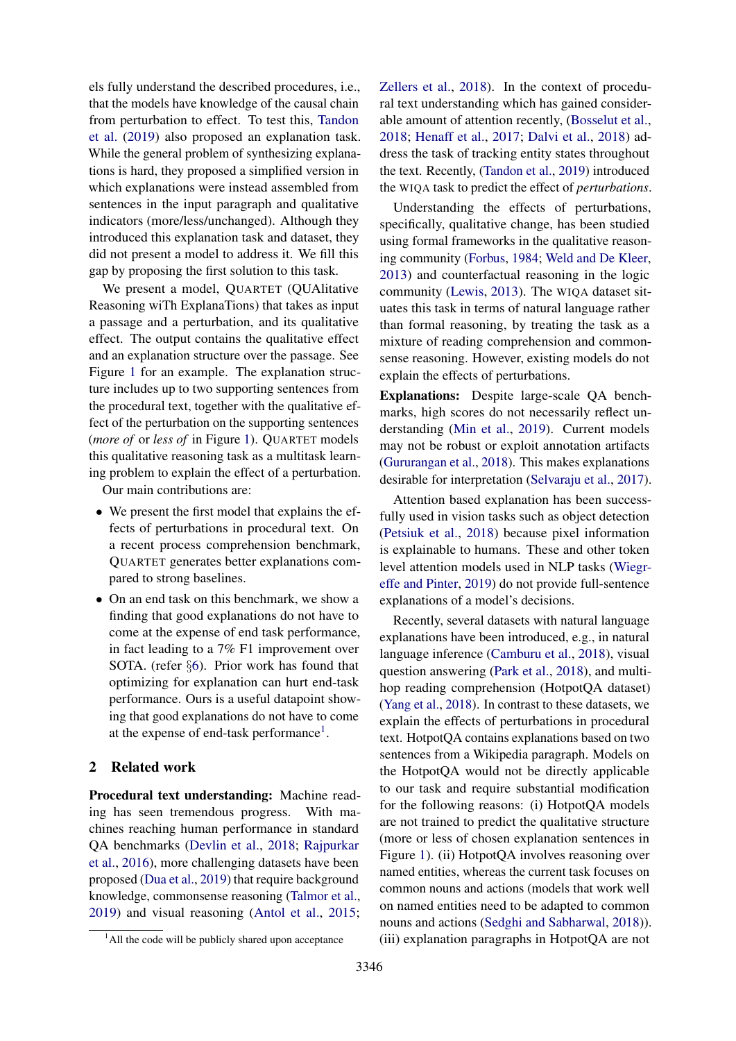els fully understand the described procedures, i.e., that the models have knowledge of the causal chain from perturbation to effect. To test this, Tandon et al. (2019) also proposed an explanation task. While the general problem of synthesizing explanations is hard, they proposed a simplified version in which explanations were instead assembled from sentences in the input paragraph and qualitative indicators (more/less/unchanged). Although they introduced this explanation task and dataset, they did not present a model to address it. We fill this gap by proposing the first solution to this task.

We present a model, QUARTET (QUAlitative Reasoning wiTh ExplanaTions) that takes as input a passage and a perturbation, and its qualitative effect. The output contains the qualitative effect and an explanation structure over the passage. See Figure 1 for an example. The explanation structure includes up to two supporting sentences from the procedural text, together with the qualitative effect of the perturbation on the supporting sentences (*more of* or *less of* in Figure 1). QUARTET models this qualitative reasoning task as a multitask learning problem to explain the effect of a perturbation.

Our main contributions are:

- We present the first model that explains the effects of perturbations in procedural text. On a recent process comprehension benchmark, QUARTET generates better explanations compared to strong baselines.
- On an end task on this benchmark, we show a finding that good explanations do not have to come at the expense of end task performance, in fact leading to a 7% F1 improvement over SOTA. (refer §6). Prior work has found that optimizing for explanation can hurt end-task performance. Ours is a useful datapoint showing that good explanations do not have to come at the expense of end-task performance[1].

## 2 Related work

**Procedural text understanding:** Machine reading has seen tremendous progress. With machines reaching human performance in standard QA benchmarks (Devlin et al., 2018; Rajpurkar et al., 2016), more challenging datasets have been proposed (Dua et al., 2019) that require background knowledge, commonsense reasoning (Talmor et al., 2019) and visual reasoning (Antol et al., 2015; Zellers et al., 2018). In the context of procedural text understanding which has gained considerable amount of attention recently, (Bosselut et al., 2018; Henaff et al., 2017; Dalvi et al., 2018) address the task of tracking entity states throughout the text. Recently, (Tandon et al., 2019) introduced the WIQA task to predict the effect of *perturbations*.

Understanding the effects of perturbations, specifically, qualitative change, has been studied using formal frameworks in the qualitative reasoning community (Forbus, 1984; Weld and De Kleer, 2013) and counterfactual reasoning in the logic community (Lewis, 2013). The WIQA dataset situates this task in terms of natural language rather than formal reasoning, by treating the task as a mixture of reading comprehension and commonsense reasoning. However, existing models do not explain the effects of perturbations.

**Explanations:** Despite large-scale QA benchmarks, high scores do not necessarily reflect understanding (Min et al., 2019). Current models may not be robust or exploit annotation artifacts (Gururangan et al., 2018). This makes explanations desirable for interpretation (Selvaraju et al., 2017).

Attention based explanation has been successfully used in vision tasks such as object detection (Petsiuk et al., 2018) because pixel information is explainable to humans. These and other token level attention models used in NLP tasks (Wiegreffe and Pinter, 2019) do not provide full-sentence explanations of a model's decisions.

Recently, several datasets with natural language explanations have been introduced, e.g., in natural language inference (Camburu et al., 2018), visual question answering (Park et al., 2018), and multi-hop reading comprehension (HotpotQA dataset) (Yang et al., 2018). In contrast to these datasets, we explain the effects of perturbations in procedural text. HotpotQA contains explanations based on two sentences from a Wikipedia paragraph. Models on the HotpotQA would not be directly applicable to our task and require substantial modification for the following reasons: (i) HotpotQA models are not trained to predict the qualitative structure (more or less of chosen explanation sentences in Figure 1). (ii) HotpotQA involves reasoning over named entities, whereas the current task focuses on common nouns and actions (models that work well on named entities need to be adapted to common nouns and actions (Sedghi and Sabharwal, 2018)). (iii) explanation paragraphs in HotpotQA are not

[1] All the code will be publicly shared upon acceptance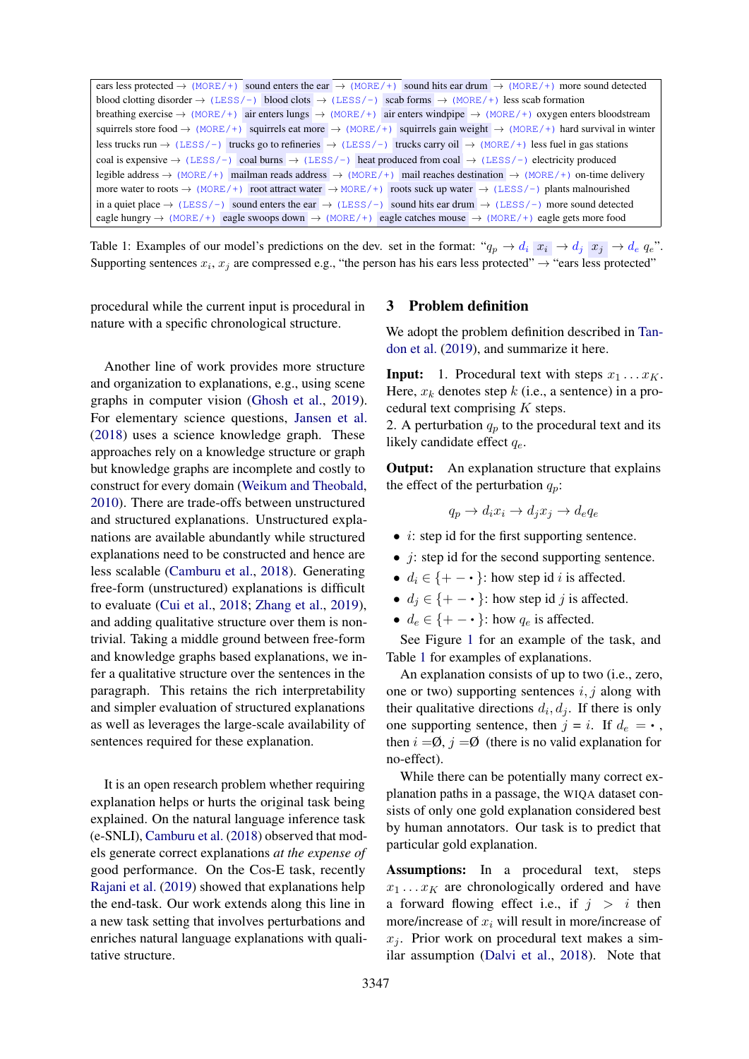| | | | | | | |
|---|---|---|---|---|---|---|
| ears less protected → | (MORE/+) | sound enters the ear → | (MORE/+) | sound hits ear drum → | (MORE/+) | more sound detected |
| blood clotting disorder → | (LESS/-) | blood clots → | (LESS/-) | scab forms → | (MORE/+) | less scab formation |
| breathing exercise → | (MORE/+) | air enters lungs → | (MORE/+) | air enters windpipe → | (MORE/+) | oxygen enters bloodstream |
| squirrels store food → | (MORE/+) | squirrels eat more → | (MORE/+) | squirrels gain weight → | (MORE/+) | hard survival in winter |
| less trucks run → | (LESS/-) | trucks go to refineries → | (LESS/-) | trucks carry oil → | (MORE/+) | less fuel in gas stations |
| coal is expensive → | (LESS/-) | coal burns → | (LESS/-) | heat produced from coal → | (LESS/-) | electricity produced |
| legible address → | (MORE/+) | mailman reads address → | (MORE/+) | mail reaches destination → | (MORE/+) | on-time delivery |
| more water to roots → | (MORE/+) | root attract water → | MORE/+) | roots suck up water → | (LESS/-) | plants malnourished |
| in a quiet place → | (LESS/-) | sound enters the ear → | (LESS/-) | sound hits ear drum → | (LESS/-) | more sound detected |
| eagle hungry → | (MORE/+) | eagle swoops down → | (MORE/+) | eagle catches mouse → | (MORE/+) | eagle gets more food |

Table 1: Examples of our model's predictions on the dev. set in the format: "$q_p \rightarrow d_i$ $x_i$ $\rightarrow d_j$ $x_j$ $\rightarrow d_e$ $q_e$". Supporting sentences $x_i$, $x_j$ are compressed e.g., "the person has his ears less protected" → "ears less protected"

procedural while the current input is procedural in nature with a specific chronological structure.

Another line of work provides more structure and organization to explanations, e.g., using scene graphs in computer vision (Ghosh et al., 2019). For elementary science questions, Jansen et al. (2018) uses a science knowledge graph. These approaches rely on a knowledge structure or graph but knowledge graphs are incomplete and costly to construct for every domain (Weikum and Theobald, 2010). There are trade-offs between unstructured and structured explanations. Unstructured explanations are available abundantly while structured explanations need to be constructed and hence are less scalable (Camburu et al., 2018). Generating free-form (unstructured) explanations is difficult to evaluate (Cui et al., 2018; Zhang et al., 2019), and adding qualitative structure over them is nontrivial. Taking a middle ground between free-form and knowledge graphs based explanations, we infer a qualitative structure over the sentences in the paragraph. This retains the rich interpretability and simpler evaluation of structured explanations as well as leverages the large-scale availability of sentences required for these explanation.

It is an open research problem whether requiring explanation helps or hurts the original task being explained. On the natural language inference task (e-SNLI), Camburu et al. (2018) observed that models generate correct explanations *at the expense of* good performance. On the Cos-E task, recently Rajani et al. (2019) showed that explanations help the end-task. Our work extends along this line in a new task setting that involves perturbations and enriches natural language explanations with qualitative structure.

## 3 Problem definition

We adopt the problem definition described in Tandon et al. (2019), and summarize it here.

**Input:** 1. Procedural text with steps $x_1 \dots x_K$. Here, $x_k$ denotes step $k$ (i.e., a sentence) in a procedural text comprising $K$ steps.
2. A perturbation $q_p$ to the procedural text and its likely candidate effect $q_e$.

**Output:** An explanation structure that explains the effect of the perturbation $q_p$:

$$q_p \rightarrow d_i x_i \rightarrow d_j x_j \rightarrow d_e q_e$$

- $i$: step id for the first supporting sentence.
- $j$: step id for the second supporting sentence.
- $d_i \in \{+ - \bullet\}$: how step id $i$ is affected.
- $d_j \in \{+ - \bullet\}$: how step id $j$ is affected.
- $d_e \in \{+ - \bullet\}$: how $q_e$ is affected.

See Figure 1 for an example of the task, and Table 1 for examples of explanations.

An explanation consists of up to two (i.e., zero, one or two) supporting sentences $i, j$ along with their qualitative directions $d_i, d_j$. If there is only one supporting sentence, then $j = i$. If $d_e = \bullet$, then $i = \emptyset$, $j = \emptyset$ (there is no valid explanation for no-effect).

While there can be potentially many correct explanation paths in a passage, the WIQA dataset consists of only one gold explanation considered best by human annotators. Our task is to predict that particular gold explanation.

**Assumptions:** In a procedural text, steps $x_1 \dots x_K$ are chronologically ordered and have a forward flowing effect i.e., if $j > i$ then more/increase of $x_i$ will result in more/increase of $x_j$. Prior work on procedural text makes a similar assumption (Dalvi et al., 2018). Note that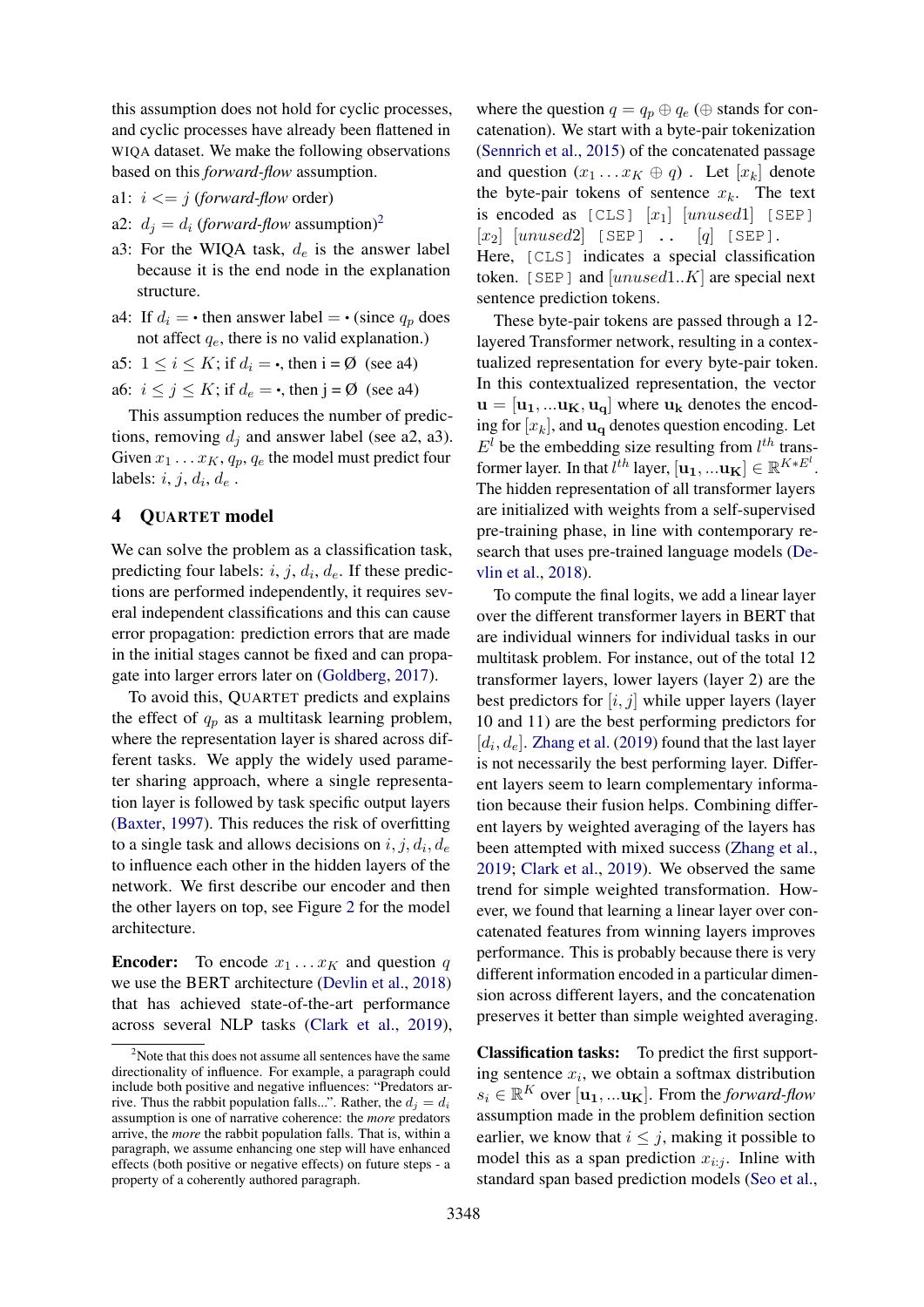this assumption does not hold for cyclic processes, and cyclic processes have already been flattened in WIQA dataset. We make the following observations based on this *forward-flow* assumption.

a1: $i <= j$ (*forward-flow* order)

a2: $d_j = d_i$ (*forward-flow* assumption)[2]

a3: For the WIQA task, $d_e$ is the answer label because it is the end node in the explanation structure.

a4: If $d_i = \bullet$ then answer label $= \bullet$ (since $q_p$ does not affect $q_e$, there is no valid explanation.)

a5: $1 \leq i \leq K$; if $d_i = \bullet$, then i = Ø (see a4)

a6: $i \leq j \leq K$; if $d_e = \bullet$, then j = Ø (see a4)

This assumption reduces the number of predictions, removing $d_j$ and answer label (see a2, a3). Given $x_1 \ldots x_K$, $q_p$, $q_e$ the model must predict four labels: $i$, $j$, $d_i$, $d_e$ .

## 4 QUARTET model

We can solve the problem as a classification task, predicting four labels: $i, j, d_i, d_e$. If these predictions are performed independently, it requires several independent classifications and this can cause error propagation: prediction errors that are made in the initial stages cannot be fixed and can propagate into larger errors later on (Goldberg, 2017).

To avoid this, QUARTET predicts and explains the effect of $q_p$ as a multitask learning problem, where the representation layer is shared across different tasks. We apply the widely used parameter sharing approach, where a single representation layer is followed by task specific output layers (Baxter, 1997). This reduces the risk of overfitting to a single task and allows decisions on $i, j, d_i, d_e$ to influence each other in the hidden layers of the network. We first describe our encoder and then the other layers on top, see Figure 2 for the model architecture.

**Encoder:** To encode $x_1 \ldots x_K$ and question $q$ we use the BERT architecture (Devlin et al., 2018) that has achieved state-of-the-art performance across several NLP tasks (Clark et al., 2019), where the question $q = q_p \oplus q_e$ ($\oplus$ stands for concatenation). We start with a byte-pair tokenization (Sennrich et al., 2015) of the concatenated passage and question ($x_1 \ldots x_K \oplus q$) . Let $[x_k]$ denote the byte-pair tokens of sentence $x_k$. The text is encoded as [CLS] $[x_1]$ $[unused1]$ [SEP] $[x_2]$ $[unused2]$ [SEP] .. $[q]$ [SEP]. Here, [CLS] indicates a special classification token. [SEP] and $[unused1..K]$ are special next sentence prediction tokens.

These byte-pair tokens are passed through a 12-layered Transformer network, resulting in a contextualized representation for every byte-pair token. In this contextualized representation, the vector $\mathbf{u} = [\mathbf{u_1}, ...\mathbf{u_K}, \mathbf{u_q}]$ where $\mathbf{u_k}$ denotes the encoding for $[x_k]$, and $\mathbf{u_q}$ denotes question encoding. Let $E^l$ be the embedding size resulting from $l^{th}$ transformer layer. In that $l^{th}$ layer, $[\mathbf{u_1}, ...\mathbf{u_K}] \in \mathbb{R}^{K*E^l}$. The hidden representation of all transformer layers are initialized with weights from a self-supervised pre-training phase, in line with contemporary research that uses pre-trained language models (Devlin et al., 2018).

To compute the final logits, we add a linear layer over the different transformer layers in BERT that are individual winners for individual tasks in our multitask problem. For instance, out of the total 12 transformer layers, lower layers (layer 2) are the best predictors for $[i, j]$ while upper layers (layer 10 and 11) are the best performing predictors for $[d_i, d_e]$. Zhang et al. (2019) found that the last layer is not necessarily the best performing layer. Different layers seem to learn complementary information because their fusion helps. Combining different layers by weighted averaging of the layers has been attempted with mixed success (Zhang et al., 2019; Clark et al., 2019). We observed the same trend for simple weighted transformation. However, we found that learning a linear layer over concatenated features from winning layers improves performance. This is probably because there is very different information encoded in a particular dimension across different layers, and the concatenation preserves it better than simple weighted averaging.

**Classification tasks:** To predict the first supporting sentence $x_i$, we obtain a softmax distribution $s_i \in \mathbb{R}^K$ over $[\mathbf{u_1}, ...\mathbf{u_K}]$. From the *forward-flow* assumption made in the problem definition section earlier, we know that $i \leq j$, making it possible to model this as a span prediction $x_{i:j}$. Inline with standard span based prediction models (Seo et al.,

[2] Note that this does not assume all sentences have the same directionality of influence. For example, a paragraph could include both positive and negative influences: "Predators arrive. Thus the rabbit population falls...". Rather, the $d_j = d_i$ assumption is one of narrative coherence: the *more* predators arrive, the *more* the rabbit population falls. That is, within a paragraph, we assume enhancing one step will have enhanced effects (both positive or negative effects) on future steps - a property of a coherently authored paragraph.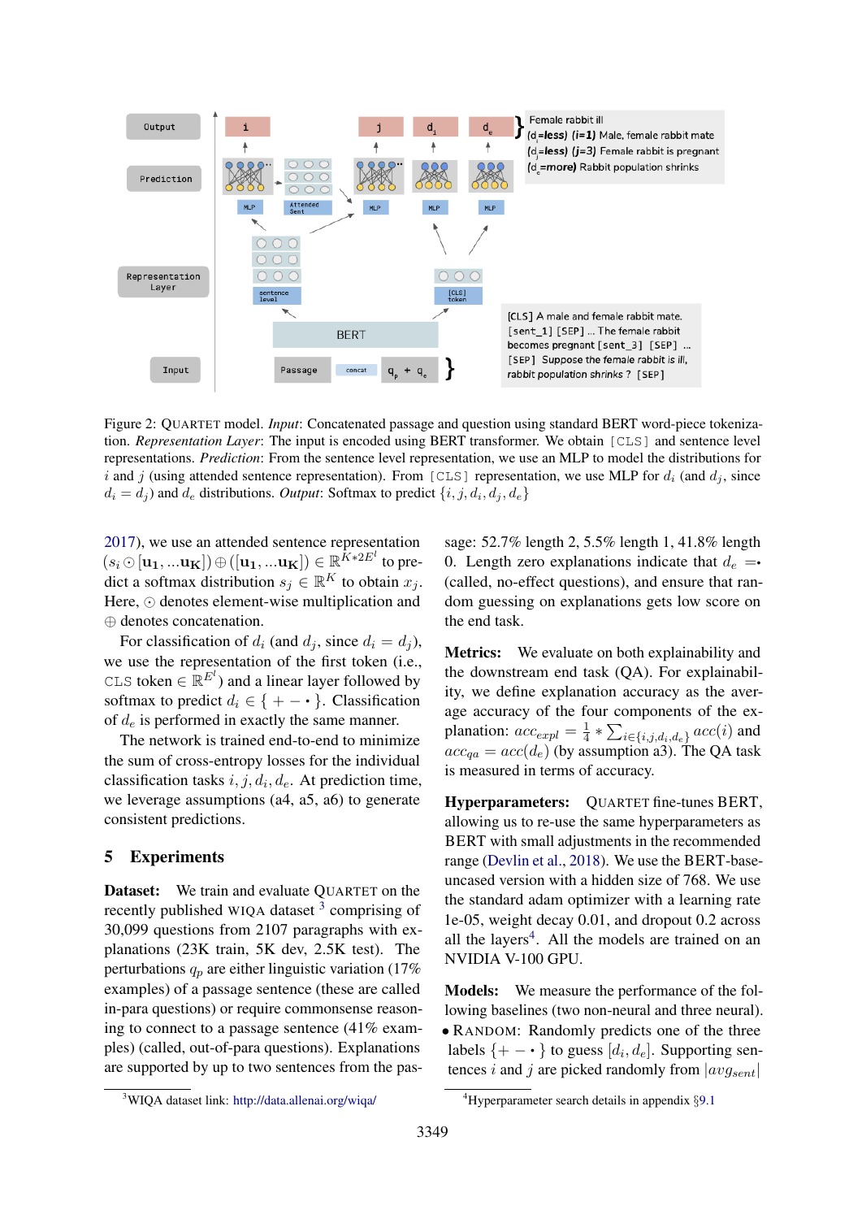Output

Prediction

Representation Layer

Input

i

j

$d_i$

$d_e$

Female rabbit ill

($d_i$=less) (i=1) Male, female rabbit mate

($d_j$=less) (j=3) Female rabbit is pregnant

($d_e$=more) Rabbit population shrinks

MLP

Attended Sent

sentence level

[CLS] token

BERT

Passage

concat

$q_p$ + $q_e$

[CLS] A male and female rabbit mate. [sent_1] [SEP] ... The female rabbit becomes pregnant [sent_3] [SEP] ... [SEP] Suppose the female rabbit is ill, rabbit population shrinks ? [SEP]

Figure 2: QUARTET model. *Input*: Concatenated passage and question using standard BERT word-piece tokenization. *Representation Layer*: The input is encoded using BERT transformer. We obtain [CLS] and sentence level representations. *Prediction*: From the sentence level representation, we use an MLP to model the distributions for $i$ and $j$ (using attended sentence representation). From [CLS] representation, we use MLP for $d_i$ (and $d_j$, since $d_i = d_j$) and $d_e$ distributions. *Output*: Softmax to predict $\{i, j, d_i, d_j, d_e\}$

2017), we use an attended sentence representation $(s_i \odot [\mathbf{u_1}, ...\mathbf{u_K}]) \oplus ([\mathbf{u_1}, ...\mathbf{u_K}]) \in \mathbb{R}^{K*2E^l}$ to predict a softmax distribution $s_j \in \mathbb{R}^K$ to obtain $x_j$. Here, $\odot$ denotes element-wise multiplication and $\oplus$ denotes concatenation.

For classification of $d_i$ (and $d_j$, since $d_i = d_j$), we use the representation of the first token (i.e., CLS token $\in \mathbb{R}^{E^l}$) and a linear layer followed by softmax to predict $d_i \in \{+ - \bullet\}$. Classification of $d_e$ is performed in exactly the same manner.

The network is trained end-to-end to minimize the sum of cross-entropy losses for the individual classification tasks $i, j, d_i, d_e$. At prediction time, we leverage assumptions (a4, a5, a6) to generate consistent predictions.

## 5 Experiments

**Dataset:** We train and evaluate QUARTET on the recently published WIQA dataset [3] comprising of 30,099 questions from 2107 paragraphs with explanations (23K train, 5K dev, 2.5K test). The perturbations $q_p$ are either linguistic variation (17% examples) of a passage sentence (these are called in-para questions) or require commonsense reasoning to connect to a passage sentence (41% examples) (called, out-of-para questions). Explanations are supported by up to two sentences from the passage: 52.7% length 2, 5.5% length 1, 41.8% length 0. Length zero explanations indicate that $d_e$ $= \bullet$ (called, no-effect questions), and ensure that random guessing on explanations gets low score on the end task.

**Metrics:** We evaluate on both explainability and the downstream end task (QA). For explainability, we define explanation accuracy as the average accuracy of the four components of the explanation: $acc_{expl} = \frac{1}{4} * \sum_{i \in \{i,j,d_i,d_e\}} acc(i)$ and $acc_{qa} = acc(d_e)$ (by assumption a3). The QA task is measured in terms of accuracy.

**Hyperparameters:** QUARTET fine-tunes BERT, allowing us to re-use the same hyperparameters as BERT with small adjustments in the recommended range (Devlin et al., 2018). We use the BERT-base-uncased version with a hidden size of 768. We use the standard adam optimizer with a learning rate 1e-05, weight decay 0.01, and dropout 0.2 across all the layers[4]. All the models are trained on an NVIDIA V-100 GPU.

**Models:** We measure the performance of the following baselines (two non-neural and three neural).

- RANDOM: Randomly predicts one of the three labels $\{+ - \bullet\}$ to guess $[d_i, d_e]$. Supporting sentences $i$ and $j$ are picked randomly from $|avg_{sent}|$

[3] WIQA dataset link: http://data.allenai.org/wiqa/

[4] Hyperparameter search details in appendix §9.1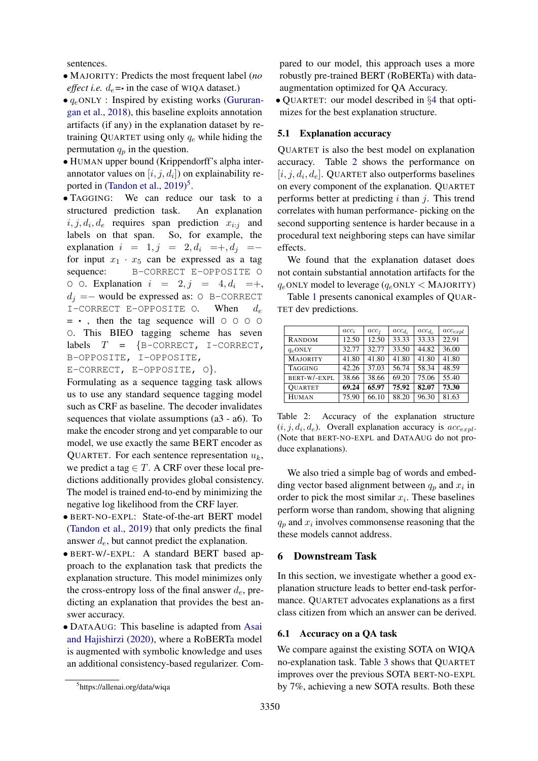sentences.

- MAJORITY: Predicts the most frequent label (*no effect i.e.* $d_e$=• in the case of WIQA dataset.)
- $q_e$ONLY : Inspired by existing works (Gururangan et al., 2018), this baseline exploits annotation artifacts (if any) in the explanation dataset by retraining QUARTET using only $q_e$ while hiding the permutation $q_p$ in the question.
- HUMAN upper bound (Krippendorff's alpha inter-annotator values on $[i, j, d_i]$) on explainability reported in (Tandon et al., 2019)[5].
- TAGGING: We can reduce our task to a structured prediction task. An explanation $i, j, d_i, d_e$ requires span prediction $x_{i:j}$ and labels on that span. So, for example, the explanation $i = 1, j = 2, d_i = +, d_j = -$ for input $x_1 \cdot x_5$ can be expressed as a tag sequence: B-CORRECT E-OPPOSITE O O O. Explanation $i = 2, j = 4, d_i = +$, $d_j = -$ would be expressed as: O B-CORRECT I-CORRECT E-OPPOSITE O. When $d_e$ = • , then the tag sequence will O O O O O. This BIEO tagging scheme has seven labels $T$ = {B-CORRECT, I-CORRECT, B-OPPOSITE, I-OPPOSITE, E-CORRECT, E-OPPOSITE, O}.

Formulating as a sequence tagging task allows us to use any standard sequence tagging model such as CRF as baseline. The decoder invalidates sequences that violate assumptions (a3 - a6). To make the encoder strong and yet comparable to our model, we use exactly the same BERT encoder as QUARTET. For each sentence representation $u_k$, we predict a tag $\in T$. A CRF over these local predictions additionally provides global consistency. The model is trained end-to-end by minimizing the negative log likelihood from the CRF layer.

- BERT-NO-EXPL: State-of-the-art BERT model (Tandon et al., 2019) that only predicts the final answer $d_e$, but cannot predict the explanation.
- BERT-W/-EXPL: A standard BERT based approach to the explanation task that predicts the explanation structure. This model minimizes only the cross-entropy loss of the final answer $d_e$, predicting an explanation that provides the best answer accuracy.
- DATAAUG: This baseline is adapted from Asai and Hajishirzi (2020), where a RoBERTa model is augmented with symbolic knowledge and uses an additional consistency-based regularizer. Compared to our model, this approach uses a more robustly pre-trained BERT (RoBERTa) with data-augmentation optimized for QA Accuracy.
- QUARTET: our model described in §4 that optimizes for the best explanation structure.

[5] https://allenai.org/data/wiqa

### 5.1 Explanation accuracy

QUARTET is also the best model on explanation accuracy. Table 2 shows the performance on $[i, j, d_i, d_e]$. QUARTET also outperforms baselines on every component of the explanation. QUARTET performs better at predicting $i$ than $j$. This trend correlates with human performance- picking on the second supporting sentence is harder because in a procedural text neighboring steps can have similar effects.

We found that the explanation dataset does not contain substantial annotation artifacts for the $q_e$ONLY model to leverage ($q_e$ONLY < MAJORITY)

Table 1 presents canonical examples of QUARTET dev predictions.

| | $acc_i$ | $acc_j$ | $acc_{d_i}$ | $acc_{d_e}$ | $acc_{expl}$ |
|---|---|---|---|---|---|
| RANDOM | 12.50 | 12.50 | 33.33 | 33.33 | 22.91 |
| $q_e$ONLY | 32.77 | 32.77 | 33.50 | 44.82 | 36.00 |
| MAJORITY | 41.80 | 41.80 | 41.80 | 41.80 | 41.80 |
| TAGGING | 42.26 | 37.03 | 56.74 | 58.34 | 48.59 |
| BERT-W/-EXPL | 38.66 | 38.66 | 69.20 | 75.06 | 55.40 |
| QUARTET | **69.24** | **65.97** | **75.92** | **82.07** | **73.30** |
| HUMAN | 75.90 | 66.10 | 88.20 | 96.30 | 81.63 |

Table 2: Accuracy of the explanation structure $(i, j, d_i, d_e)$. Overall explanation accuracy is $acc_{expl}$. (Note that BERT-NO-EXPL and DATAAUG do not produce explanations).

We also tried a simple bag of words and embedding vector based alignment between $q_p$ and $x_i$ in order to pick the most similar $x_i$. These baselines perform worse than random, showing that aligning $q_p$ and $x_i$ involves commonsense reasoning that the these models cannot address.

## 6 Downstream Task

In this section, we investigate whether a good explanation structure leads to better end-task performance. QUARTET advocates explanations as a first class citizen from which an answer can be derived.

### 6.1 Accuracy on a QA task

We compare against the existing SOTA on WIQA no-explanation task. Table 3 shows that QUARTET improves over the previous SOTA BERT-NO-EXPL by 7%, achieving a new SOTA results. Both these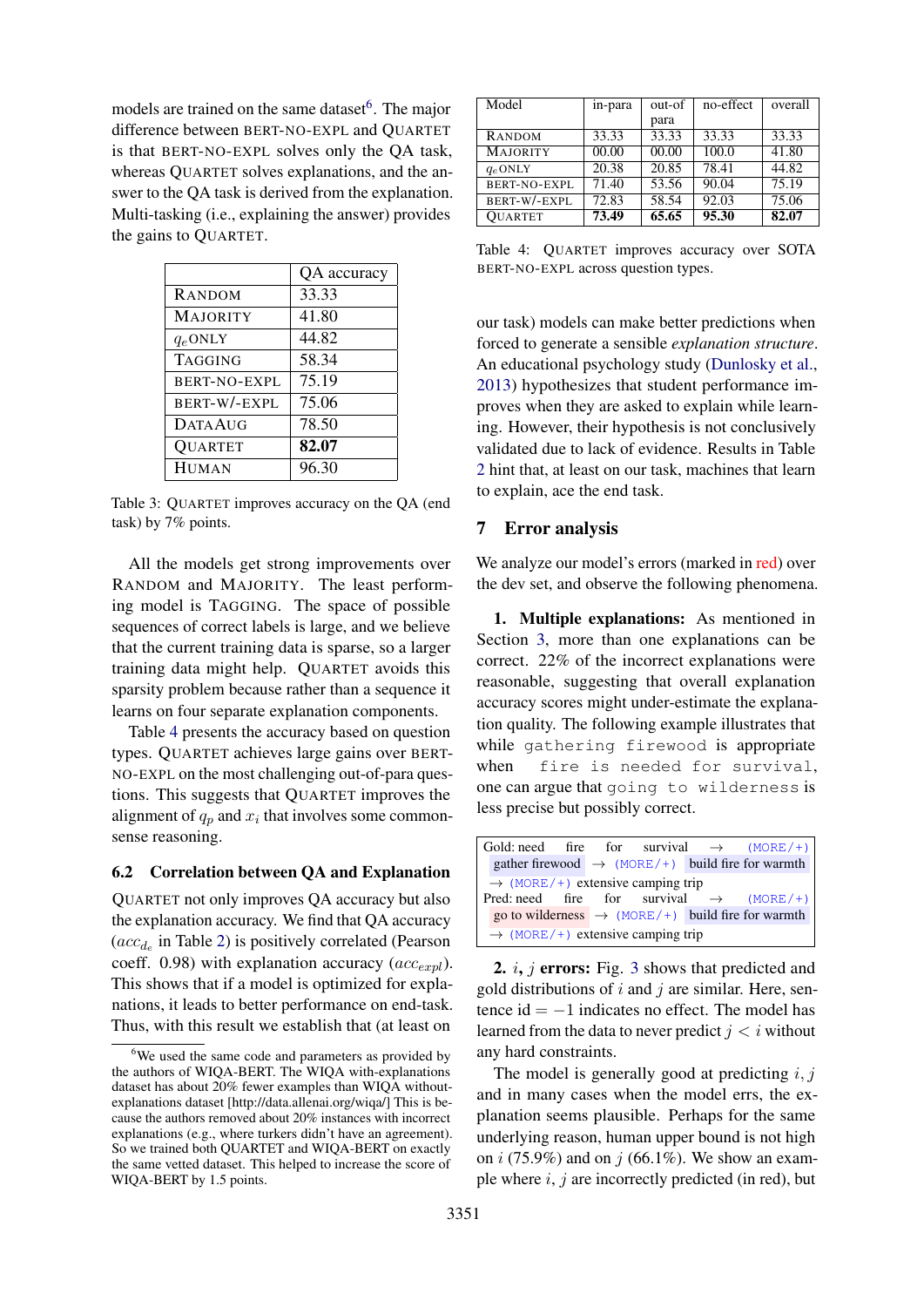models are trained on the same dataset[6]. The major difference between BERT-NO-EXPL and QUARTET is that BERT-NO-EXPL solves only the QA task, whereas QUARTET solves explanations, and the answer to the QA task is derived from the explanation. Multi-tasking (i.e., explaining the answer) provides the gains to QUARTET.

| | QA accuracy |
|---|---|
| RANDOM | 33.33 |
| MAJORITY | 41.80 |
| $q_e$ONLY | 44.82 |
| TAGGING | 58.34 |
| BERT-NO-EXPL | 75.19 |
| BERT-W/-EXPL | 75.06 |
| DATAAUG | 78.50 |
| QUARTET | **82.07** |
| HUMAN | 96.30 |

Table 3: QUARTET improves accuracy on the QA (end task) by 7% points.

All the models get strong improvements over RANDOM and MAJORITY. The least performing model is TAGGING. The space of possible sequences of correct labels is large, and we believe that the current training data is sparse, so a larger training data might help. QUARTET avoids this sparsity problem because rather than a sequence it learns on four separate explanation components.

Table 4 presents the accuracy based on question types. QUARTET achieves large gains over BERT-NO-EXPL on the most challenging out-of-para questions. This suggests that QUARTET improves the alignment of $q_p$ and $x_i$ that involves some commonsense reasoning.

### 6.2 Correlation between QA and Explanation

QUARTET not only improves QA accuracy but also the explanation accuracy. We find that QA accuracy ($acc_{d_e}$ in Table 2) is positively correlated (Pearson coeff. 0.98) with explanation accuracy ($acc_{expl}$). This shows that if a model is optimized for explanations, it leads to better performance on end-task. Thus, with this result we establish that (at least on our task) models can make better predictions when forced to generate a sensible *explanation structure*. An educational psychology study (Dunlosky et al., 2013) hypothesizes that student performance improves when they are asked to explain while learning. However, their hypothesis is not conclusively validated due to lack of evidence. Results in Table 2 hint that, at least on our task, machines that learn to explain, ace the end task.

| Model | in-para | out-of para | no-effect | overall |
|---|---|---|---|---|
| RANDOM | 33.33 | 33.33 | 33.33 | 33.33 |
| MAJORITY | 00.00 | 00.00 | 100.0 | 41.80 |
| $q_e$ONLY | 20.38 | 20.85 | 78.41 | 44.82 |
| BERT-NO-EXPL | 71.40 | 53.56 | 90.04 | 75.19 |
| BERT-W/-EXPL | 72.83 | 58.54 | 92.03 | 75.06 |
| QUARTET | **73.49** | **65.65** | **95.30** | **82.07** |

Table 4: QUARTET improves accuracy over SOTA BERT-NO-EXPL across question types.

## 7 Error analysis

We analyze our model's errors (marked in red) over the dev set, and observe the following phenomena.

**1. Multiple explanations:** As mentioned in Section 3, more than one explanations can be correct. 22% of the incorrect explanations were reasonable, suggesting that overall explanation accuracy scores might under-estimate the explanation quality. The following example illustrates that while `gathering firewood` is appropriate when `fire is needed for survival`, one can argue that `going to wilderness` is less precise but possibly correct.

Gold: need fire for survival → (MORE/+) gather firewood → (MORE/+) build fire for warmth → (MORE/+) extensive camping trip
Pred: need fire for survival → (MORE/+) go to wilderness → (MORE/+) build fire for warmth → (MORE/+) extensive camping trip

**2. $i, j$ errors:** Fig. 3 shows that predicted and gold distributions of $i$ and $j$ are similar. Here, sentence id $= -1$ indicates no effect. The model has learned from the data to never predict $j < i$ without any hard constraints.

The model is generally good at predicting $i, j$ and in many cases when the model errs, the explanation seems plausible. Perhaps for the same underlying reason, human upper bound is not high on $i$ (75.9%) and on $j$ (66.1%). We show an example where $i, j$ are incorrectly predicted (in red), but

[6] We used the same code and parameters as provided by the authors of WIQA-BERT. The WIQA with-explanations dataset has about 20% fewer examples than WIQA without-explanations dataset [http://data.allenai.org/wiqa/] This is because the authors removed about 20% instances with incorrect explanations (e.g., where turkers didn't have an agreement). So we trained both QUARTET and WIQA-BERT on exactly the same vetted dataset. This helped to increase the score of WIQA-BERT by 1.5 points.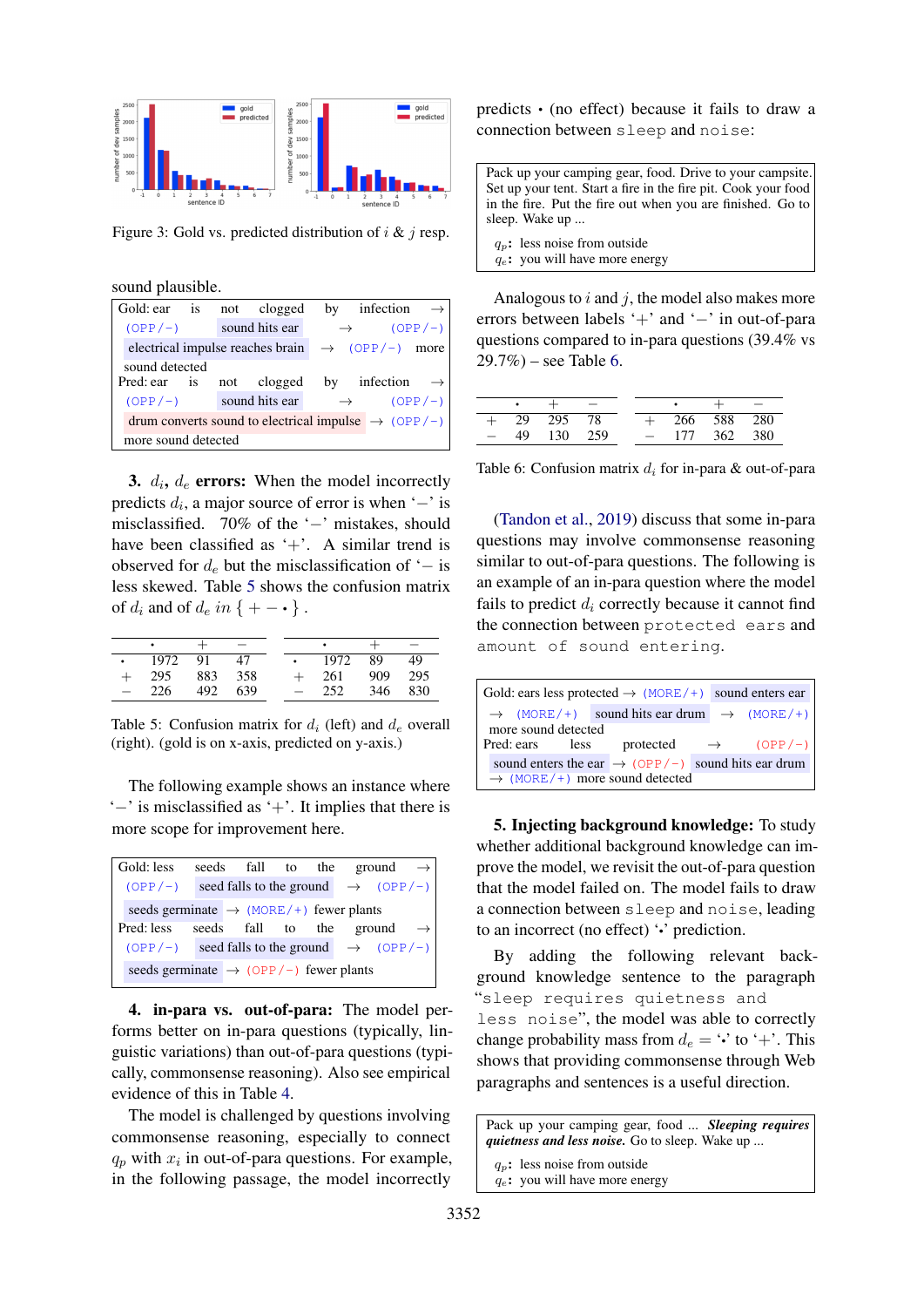2500
2000
1500
1000
500
0
number of dev samples
-1 0 1 2 3 4 5 6 7
sentence ID
gold
predicted

2500
2000
1500
1000
500
0
number of dev samples
-1 0 1 2 3 4 5 6 7
sentence ID
gold
predicted

Figure 3: Gold vs. predicted distribution of $i$ & $j$ resp.

sound plausible.

> Gold: ear is not clogged by infection → (OPP/-) sound hits ear → (OPP/-) electrical impulse reaches brain → (OPP/-) more sound detected
> Pred: ear is not clogged by infection → (OPP/-) sound hits ear → (OPP/-) drum converts sound to electrical impulse → (OPP/-) more sound detected

**3. $d_i$, $d_e$ errors:** When the model incorrectly predicts $d_i$, a major source of error is when '$-$' is misclassified. 70% of the '$-$' mistakes, should have been classified as '$+$'. A similar trend is observed for $d_e$ but the misclassification of '$-$ is less skewed. Table 5 shows the confusion matrix of $d_i$ and of $d_e$ *in* $\{+ - \bullet\}$ .

| | • | + | − |
|---|---|---|---|
| • | 1972 | 91 | 47 |
| + | 295 | 883 | 358 |
| − | 226 | 492 | 639 |

| | • | + | − |
|---|---|---|---|
| • | 1972 | 89 | 49 |
| + | 261 | 909 | 295 |
| − | 252 | 346 | 830 |

Table 5: Confusion matrix for $d_i$ (left) and $d_e$ overall (right). (gold is on x-axis, predicted on y-axis.)

The following example shows an instance where '$-$' is misclassified as '$+$'. It implies that there is more scope for improvement here.

> Gold: less seeds fall to the ground → (OPP/-) seed falls to the ground → (OPP/-) seeds germinate → (MORE/+) fewer plants
> Pred: less seeds fall to the ground → (OPP/-) seed falls to the ground → (OPP/-) seeds germinate → (OPP/-) fewer plants

**4. in-para vs. out-of-para:** The model performs better on in-para questions (typically, linguistic variations) than out-of-para questions (typically, commonsense reasoning). Also see empirical evidence of this in Table 4.

The model is challenged by questions involving commonsense reasoning, especially to connect $q_p$ with $x_i$ in out-of-para questions. For example, in the following passage, the model incorrectly predicts • (no effect) because it fails to draw a connection between `sleep` and `noise`:

> Pack up your camping gear, food. Drive to your campsite. Set up your tent. Start a fire in the fire pit. Cook your food in the fire. Put the fire out when you are finished. Go to sleep. Wake up ...
>
> $q_p$: less noise from outside
> $q_e$: you will have more energy

Analogous to $i$ and $j$, the model also makes more errors between labels '$+$' and '$-$' in out-of-para questions compared to in-para questions (39.4% vs 29.7%) – see Table 6.

| | • | + | − |
|---|---|---|---|
| + | 29 | 295 | 78 |
| − | 49 | 130 | 259 |

| | • | + | − |
|---|---|---|---|
| + | 266 | 588 | 280 |
| − | 177 | 362 | 380 |

Table 6: Confusion matrix $d_i$ for in-para & out-of-para

(Tandon et al., 2019) discuss that some in-para questions may involve commonsense reasoning similar to out-of-para questions. The following is an example of an in-para question where the model fails to predict $d_i$ correctly because it cannot find the connection between `protected ears` and `amount of sound entering`.

> Gold: ears less protected → (MORE/+) sound enters ear → (MORE/+) sound hits ear drum → (MORE/+) more sound detected
> Pred: ears less protected → (OPP/-) sound enters the ear → (OPP/-) sound hits ear drum → (MORE/+) more sound detected

**5. Injecting background knowledge:** To study whether additional background knowledge can improve the model, we revisit the out-of-para question that the model failed on. The model fails to draw a connection between `sleep` and `noise`, leading to an incorrect (no effect) '•' prediction.

By adding the following relevant background knowledge sentence to the paragraph "`sleep requires quietness and less noise`", the model was able to correctly change probability mass from $d_e$ = '•' to '+'. This shows that providing commonsense through Web paragraphs and sentences is a useful direction.

> Pack up your camping gear, food ... ***Sleeping requires quietness and less noise.*** Go to sleep. Wake up ...
>
> $q_p$: less noise from outside
> $q_e$: you will have more energy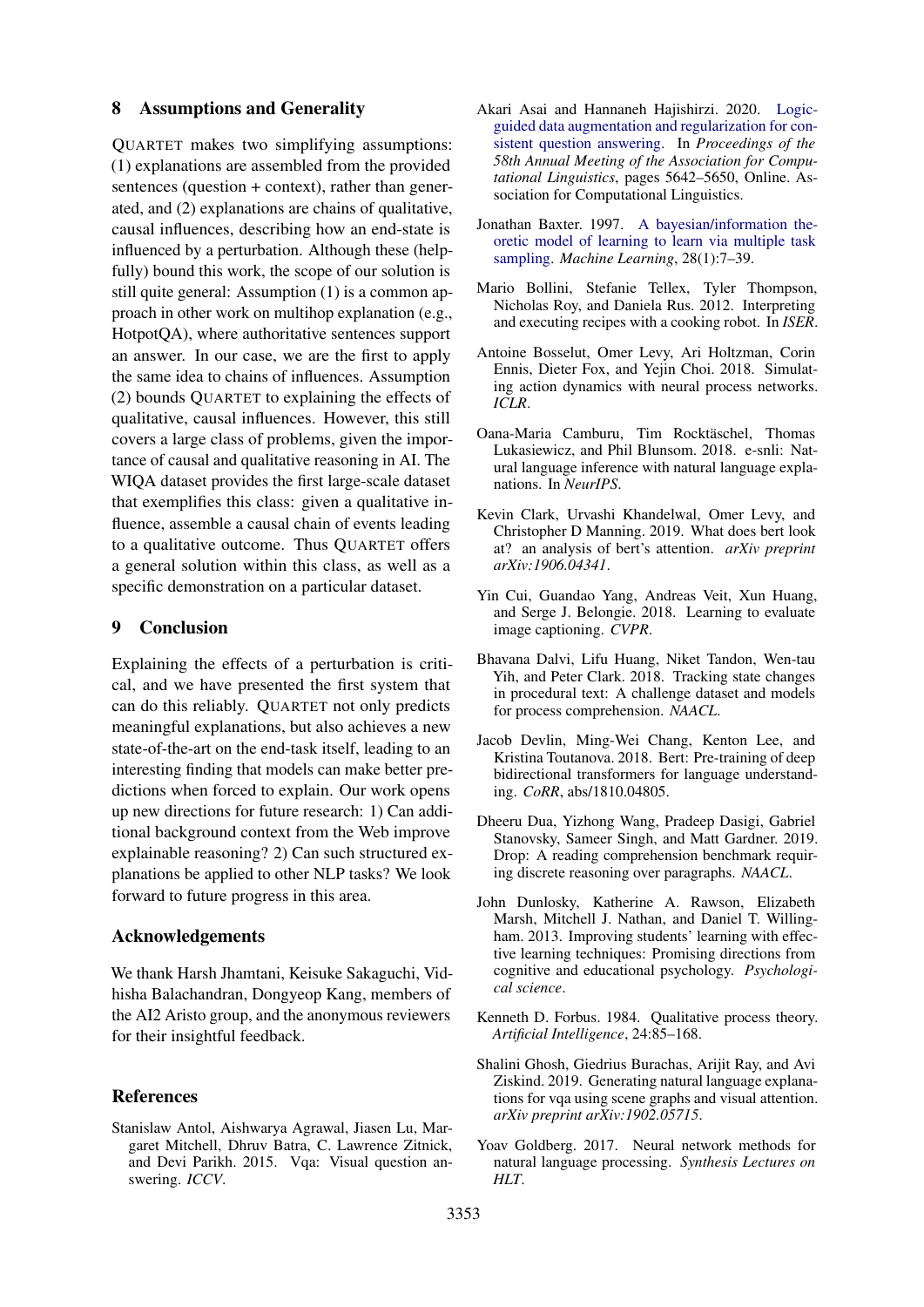## 8 Assumptions and Generality

QUARTET makes two simplifying assumptions: (1) explanations are assembled from the provided sentences (question + context), rather than generated, and (2) explanations are chains of qualitative, causal influences, describing how an end-state is influenced by a perturbation. Although these (helpfully) bound this work, the scope of our solution is still quite general: Assumption (1) is a common approach in other work on multihop explanation (e.g., HotpotQA), where authoritative sentences support an answer. In our case, we are the first to apply the same idea to chains of influences. Assumption (2) bounds QUARTET to explaining the effects of qualitative, causal influences. However, this still covers a large class of problems, given the importance of causal and qualitative reasoning in AI. The WIQA dataset provides the first large-scale dataset that exemplifies this class: given a qualitative influence, assemble a causal chain of events leading to a qualitative outcome. Thus QUARTET offers a general solution within this class, as well as a specific demonstration on a particular dataset.

## 9 Conclusion

Explaining the effects of a perturbation is critical, and we have presented the first system that can do this reliably. QUARTET not only predicts meaningful explanations, but also achieves a new state-of-the-art on the end-task itself, leading to an interesting finding that models can make better predictions when forced to explain. Our work opens up new directions for future research: 1) Can additional background context from the Web improve explainable reasoning? 2) Can such structured explanations be applied to other NLP tasks? We look forward to future progress in this area.

## Acknowledgements

We thank Harsh Jhamtani, Keisuke Sakaguchi, Vidhisha Balachandran, Dongyeop Kang, members of the AI2 Aristo group, and the anonymous reviewers for their insightful feedback.

## References

Stanislaw Antol, Aishwarya Agrawal, Jiasen Lu, Margaret Mitchell, Dhruv Batra, C. Lawrence Zitnick, and Devi Parikh. 2015. Vqa: Visual question answering. *ICCV*.

Akari Asai and Hannaneh Hajishirzi. 2020. Logic-guided data augmentation and regularization for consistent question answering. In *Proceedings of the 58th Annual Meeting of the Association for Computational Linguistics*, pages 5642–5650, Online. Association for Computational Linguistics.

Jonathan Baxter. 1997. A bayesian/information theoretic model of learning to learn via multiple task sampling. *Machine Learning*, 28(1):7–39.

Mario Bollini, Stefanie Tellex, Tyler Thompson, Nicholas Roy, and Daniela Rus. 2012. Interpreting and executing recipes with a cooking robot. In *ISER*.

Antoine Bosselut, Omer Levy, Ari Holtzman, Corin Ennis, Dieter Fox, and Yejin Choi. 2018. Simulating action dynamics with neural process networks. *ICLR*.

Oana-Maria Camburu, Tim Rocktäschel, Thomas Lukasiewicz, and Phil Blunsom. 2018. e-snli: Natural language inference with natural language explanations. In *NeurIPS*.

Kevin Clark, Urvashi Khandelwal, Omer Levy, and Christopher D Manning. 2019. What does bert look at? an analysis of bert's attention. *arXiv preprint arXiv:1906.04341*.

Yin Cui, Guandao Yang, Andreas Veit, Xun Huang, and Serge J. Belongie. 2018. Learning to evaluate image captioning. *CVPR*.

Bhavana Dalvi, Lifu Huang, Niket Tandon, Wen-tau Yih, and Peter Clark. 2018. Tracking state changes in procedural text: A challenge dataset and models for process comprehension. *NAACL*.

Jacob Devlin, Ming-Wei Chang, Kenton Lee, and Kristina Toutanova. 2018. Bert: Pre-training of deep bidirectional transformers for language understanding. *CoRR*, abs/1810.04805.

Dheeru Dua, Yizhong Wang, Pradeep Dasigi, Gabriel Stanovsky, Sameer Singh, and Matt Gardner. 2019. Drop: A reading comprehension benchmark requiring discrete reasoning over paragraphs. *NAACL*.

John Dunlosky, Katherine A. Rawson, Elizabeth Marsh, Mitchell J. Nathan, and Daniel T. Willingham. 2013. Improving students' learning with effective learning techniques: Promising directions from cognitive and educational psychology. *Psychological science*.

Kenneth D. Forbus. 1984. Qualitative process theory. *Artificial Intelligence*, 24:85–168.

Shalini Ghosh, Giedrius Burachas, Arijit Ray, and Avi Ziskind. 2019. Generating natural language explanations for vqa using scene graphs and visual attention. *arXiv preprint arXiv:1902.05715*.

Yoav Goldberg. 2017. Neural network methods for natural language processing. *Synthesis Lectures on HLT*.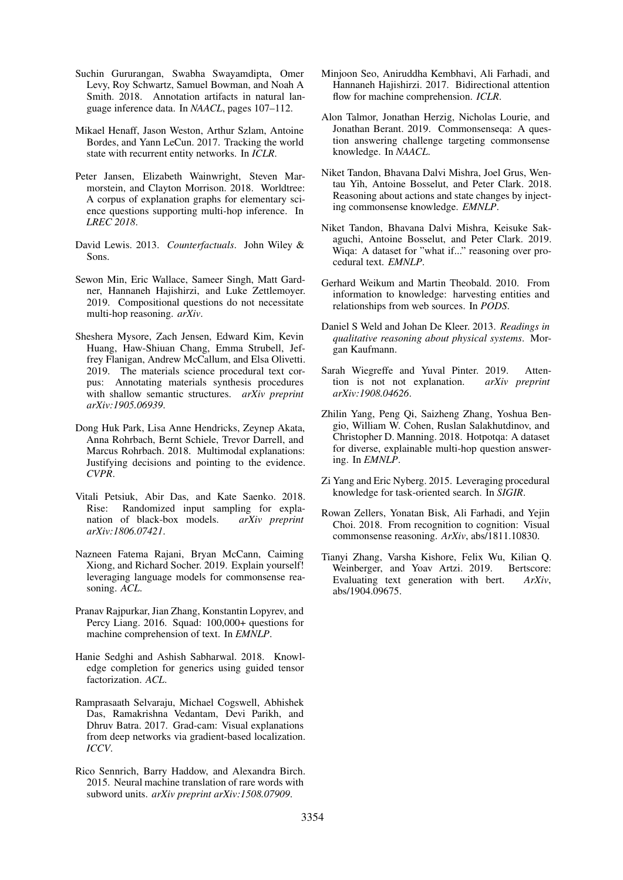Suchin Gururangan, Swabha Swayamdipta, Omer Levy, Roy Schwartz, Samuel Bowman, and Noah A Smith. 2018. Annotation artifacts in natural language inference data. In *NAACL*, pages 107–112.

Mikael Henaff, Jason Weston, Arthur Szlam, Antoine Bordes, and Yann LeCun. 2017. Tracking the world state with recurrent entity networks. In *ICLR*.

Peter Jansen, Elizabeth Wainwright, Steven Marmorstein, and Clayton Morrison. 2018. Worldtree: A corpus of explanation graphs for elementary science questions supporting multi-hop inference. In *LREC 2018*.

David Lewis. 2013. *Counterfactuals*. John Wiley & Sons.

Sewon Min, Eric Wallace, Sameer Singh, Matt Gardner, Hannaneh Hajishirzi, and Luke Zettlemoyer. 2019. Compositional questions do not necessitate multi-hop reasoning. *arXiv*.

Sheshera Mysore, Zach Jensen, Edward Kim, Kevin Huang, Haw-Shiuan Chang, Emma Strubell, Jeffrey Flanigan, Andrew McCallum, and Elsa Olivetti. 2019. The materials science procedural text corpus: Annotating materials synthesis procedures with shallow semantic structures. *arXiv preprint arXiv:1905.06939*.

Dong Huk Park, Lisa Anne Hendricks, Zeynep Akata, Anna Rohrbach, Bernt Schiele, Trevor Darrell, and Marcus Rohrbach. 2018. Multimodal explanations: Justifying decisions and pointing to the evidence. *CVPR*.

Vitali Petsiuk, Abir Das, and Kate Saenko. 2018. Rise: Randomized input sampling for explanation of black-box models. *arXiv preprint arXiv:1806.07421*.

Nazneen Fatema Rajani, Bryan McCann, Caiming Xiong, and Richard Socher. 2019. Explain yourself! leveraging language models for commonsense reasoning. *ACL*.

Pranav Rajpurkar, Jian Zhang, Konstantin Lopyrev, and Percy Liang. 2016. Squad: 100,000+ questions for machine comprehension of text. In *EMNLP*.

Hanie Sedghi and Ashish Sabharwal. 2018. Knowledge completion for generics using guided tensor factorization. *ACL*.

Ramprasaath Selvaraju, Michael Cogswell, Abhishek Das, Ramakrishna Vedantam, Devi Parikh, and Dhruv Batra. 2017. Grad-cam: Visual explanations from deep networks via gradient-based localization. *ICCV*.

Rico Sennrich, Barry Haddow, and Alexandra Birch. 2015. Neural machine translation of rare words with subword units. *arXiv preprint arXiv:1508.07909*.

Minjoon Seo, Aniruddha Kembhavi, Ali Farhadi, and Hannaneh Hajishirzi. 2017. Bidirectional attention flow for machine comprehension. *ICLR*.

Alon Talmor, Jonathan Herzig, Nicholas Lourie, and Jonathan Berant. 2019. Commonsenseqa: A question answering challenge targeting commonsense knowledge. In *NAACL*.

Niket Tandon, Bhavana Dalvi Mishra, Joel Grus, Wentau Yih, Antoine Bosselut, and Peter Clark. 2018. Reasoning about actions and state changes by injecting commonsense knowledge. *EMNLP*.

Niket Tandon, Bhavana Dalvi Mishra, Keisuke Sakaguchi, Antoine Bosselut, and Peter Clark. 2019. Wiqa: A dataset for "what if..." reasoning over procedural text. *EMNLP*.

Gerhard Weikum and Martin Theobald. 2010. From information to knowledge: harvesting entities and relationships from web sources. In *PODS*.

Daniel S Weld and Johan De Kleer. 2013. *Readings in qualitative reasoning about physical systems*. Morgan Kaufmann.

Sarah Wiegreffe and Yuval Pinter. 2019. Attention is not not explanation. *arXiv preprint arXiv:1908.04626*.

Zhilin Yang, Peng Qi, Saizheng Zhang, Yoshua Bengio, William W. Cohen, Ruslan Salakhutdinov, and Christopher D. Manning. 2018. Hotpotqa: A dataset for diverse, explainable multi-hop question answering. In *EMNLP*.

Zi Yang and Eric Nyberg. 2015. Leveraging procedural knowledge for task-oriented search. In *SIGIR*.

Rowan Zellers, Yonatan Bisk, Ali Farhadi, and Yejin Choi. 2018. From recognition to cognition: Visual commonsense reasoning. *ArXiv*, abs/1811.10830.

Tianyi Zhang, Varsha Kishore, Felix Wu, Kilian Q. Weinberger, and Yoav Artzi. 2019. Bertscore: Evaluating text generation with bert. *ArXiv*, abs/1904.09675.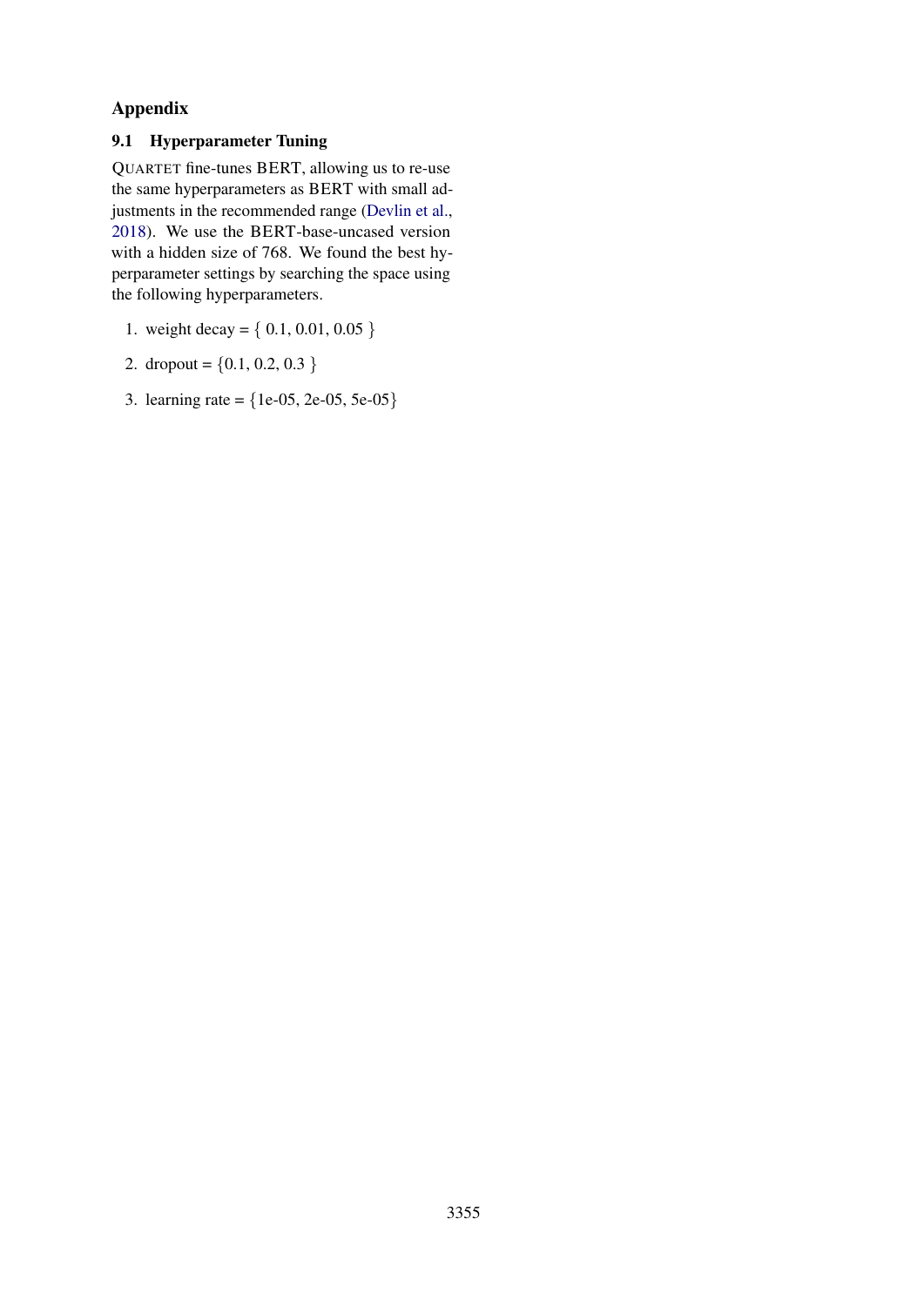# Appendix

## 9.1 Hyperparameter Tuning

QUARTET fine-tunes BERT, allowing us to re-use the same hyperparameters as BERT with small adjustments in the recommended range (Devlin et al., 2018). We use the BERT-base-uncased version with a hidden size of 768. We found the best hyperparameter settings by searching the space using the following hyperparameters.

1. weight decay = { 0.1, 0.01, 0.05 }
2. dropout = {0.1, 0.2, 0.3 }
3. learning rate = {1e-05, 2e-05, 5e-05}